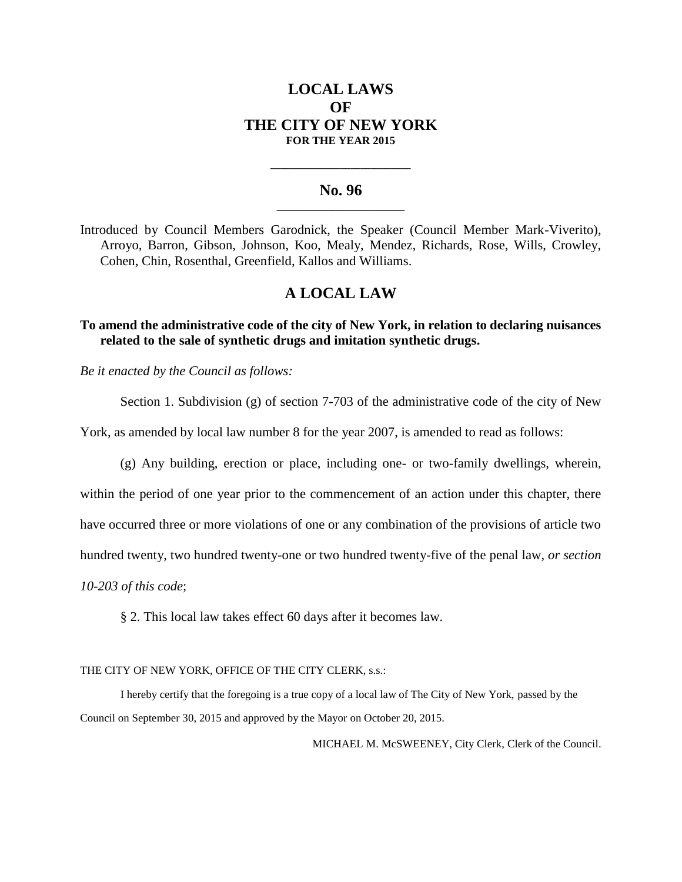# LOCAL LAWS
# OF
# THE CITY OF NEW YORK
**FOR THE YEAR 2015**

---

## No. 96

---

Introduced by Council Members Garodnick, the Speaker (Council Member Mark-Viverito), Arroyo, Barron, Gibson, Johnson, Koo, Mealy, Mendez, Richards, Rose, Wills, Crowley, Cohen, Chin, Rosenthal, Greenfield, Kallos and Williams.

## A LOCAL LAW

**To amend the administrative code of the city of New York, in relation to declaring nuisances related to the sale of synthetic drugs and imitation synthetic drugs.**

*Be it enacted by the Council as follows:*

Section 1. Subdivision (g) of section 7-703 of the administrative code of the city of New York, as amended by local law number 8 for the year 2007, is amended to read as follows:

(g) Any building, erection or place, including one- or two-family dwellings, wherein, within the period of one year prior to the commencement of an action under this chapter, there have occurred three or more violations of one or any combination of the provisions of article two hundred twenty, two hundred twenty-one or two hundred twenty-five of the penal law*, or section 10-203 of this code*;

§ 2. This local law takes effect 60 days after it becomes law.

THE CITY OF NEW YORK, OFFICE OF THE CITY CLERK, s.s.:

I hereby certify that the foregoing is a true copy of a local law of The City of New York, passed by the Council on September 30, 2015 and approved by the Mayor on October 20, 2015.

MICHAEL M. McSWEENEY, City Clerk, Clerk of the Council.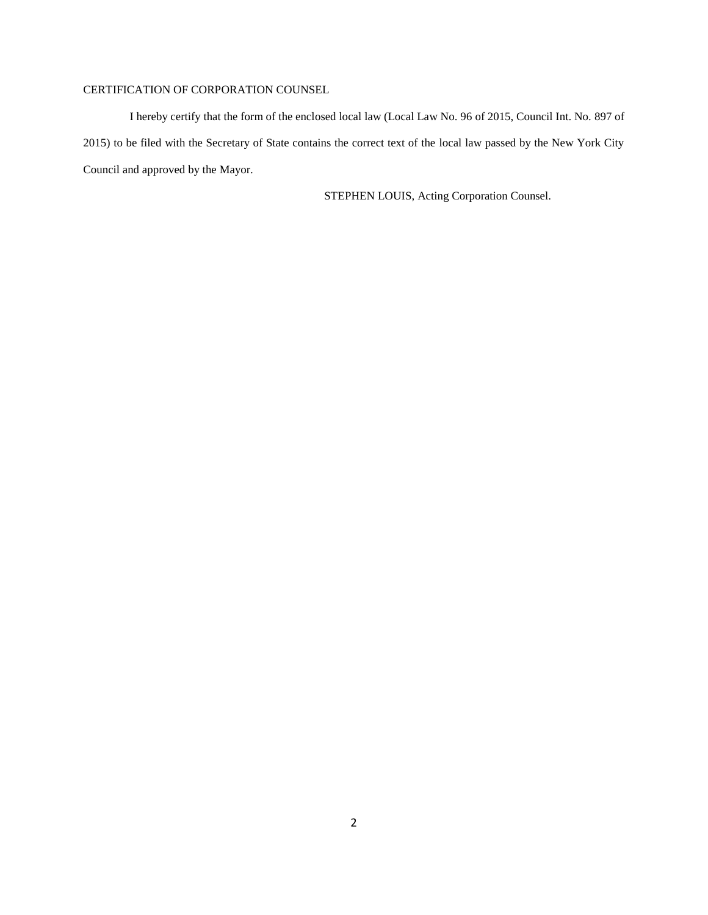CERTIFICATION OF CORPORATION COUNSEL

I hereby certify that the form of the enclosed local law (Local Law No. 96 of 2015, Council Int. No. 897 of 2015) to be filed with the Secretary of State contains the correct text of the local law passed by the New York City Council and approved by the Mayor.

STEPHEN LOUIS, Acting Corporation Counsel.